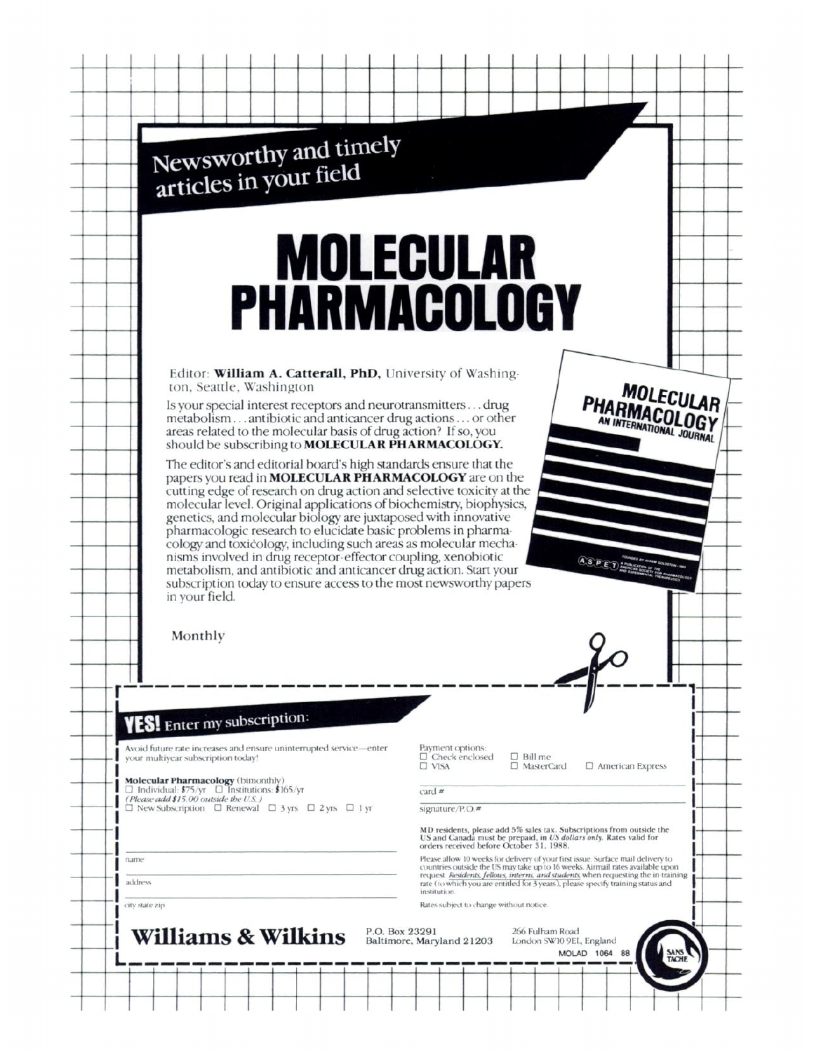## Newsworthy and timely articles in your field

# MOLECULAR PHARMACOLOGY

Editor: **William A. Catterall, PhD,** University of Washington, Seattle, Washington

Is your special interest receptors and neurotransmitters . . . drug metabolism . . . antibiotic and anticancer drug actions . . . or other areas related to the molecular basis of drug action? If so, you should be subscribing to **MOLECULAR PHARMACOLOGY.**

The editor's and editorial board's high standards ensure that the papers you read in **MOLECULAR PHARMACOLOGY** are on the cutting edge of research on drug action and selective toxicity at the molecular level. Original applications of biochemistry, biophysics, genetics, and molecular biology are juxtaposed with innovative pharmacologic research to elucidate basic problems in pharmacology and toxicology, including such areas as molecular mechanisms involved in drug receptor-effector coupling, xenobiotic metabolism, and antibiotic and anticancer drug action. Start your subscription today to ensure access to the most newsworthy papers in your field.

Monthly

MOLECULAR PHARMACOLOGY AN INTERNATIONAL JOURNAL

ASPET — Founded by Avram Goldstein 1964. A publication of the American Society for Pharmacology and Experimental Therapeutics

## YES! Enter my subscription:

Avoid future rate increases and ensure uninterrupted service—enter your multiyear subscription today!

**Molecular Pharmacology** (bimonthly)
☐ Individual: $75/yr ☐ Institutions: $165/yr
*(Please add $15.00 outside the U.S.)*
☐ New Subscription ☐ Renewal ☐ 3 yrs ☐ 2 yrs ☐ 1 yr

name

address

city state zip

Payment options:
☐ Check enclosed ☐ Bill me
☐ VISA ☐ MasterCard ☐ American Express

card #

signature/P.O.#

MD residents, please add 5% sales tax. Subscriptions from outside the US and Canada must be prepaid, in *US dollars only*. Rates valid for orders received before October 31, 1988.

Please allow 10 weeks for delivery of your first issue. Surface mail delivery to countries outside the US may take up to 16 weeks. Airmail rates available upon request. *Residents, fellows, interns, and students,* when requesting the in-training rate (to which you are entitled for 3 years), please specify training status and institution.

Rates subject to change without notice.

**Williams & Wilkins** P.O. Box 23291 Baltimore, Maryland 21203 — 266 Fulham Road London SW10 9EL, England

MOLAD 1064 88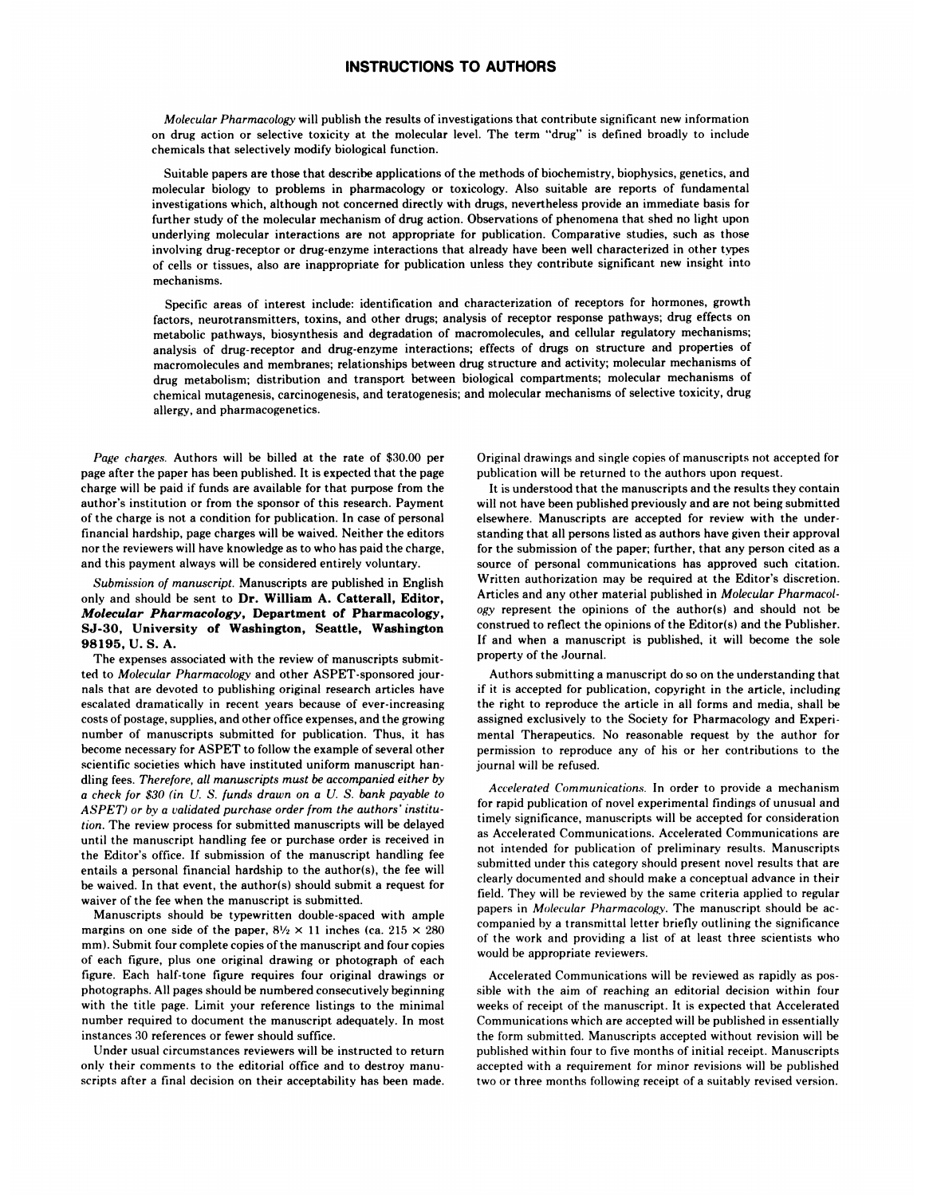## INSTRUCTIONS TO AUTHORS

*Molecular Pharmacology* will publish the results of investigations that contribute significant new information on drug action or selective toxicity at the molecular level. The term "drug" is defined broadly to include chemicals that selectively modify biological function.

Suitable papers are those that describe applications of the methods of biochemistry, biophysics, genetics, and molecular biology to problems in pharmacology or toxicology. Also suitable are reports of fundamental investigations which, although not concerned directly with drugs, nevertheless provide an immediate basis for further study of the molecular mechanism of drug action. Observations of phenomena that shed no light upon underlying molecular interactions are not appropriate for publication. Comparative studies, such as those involving drug-receptor or drug-enzyme interactions that already have been well characterized in other types of cells or tissues, also are inappropriate for publication unless they contribute significant new insight into mechanisms.

Specific areas of interest include: identification and characterization of receptors for hormones, growth factors, neurotransmitters, toxins, and other drugs; analysis of receptor response pathways; drug effects on metabolic pathways, biosynthesis and degradation of macromolecules, and cellular regulatory mechanisms; analysis of drug-receptor and drug-enzyme interactions; effects of drugs on structure and properties of macromolecules and membranes; relationships between drug structure and activity; molecular mechanisms of drug metabolism; distribution and transport between biological compartments; molecular mechanisms of chemical mutagenesis, carcinogenesis, and teratogenesis; and molecular mechanisms of selective toxicity, drug allergy, and pharmacogenetics.

*Page charges.* Authors will be billed at the rate of \$30.00 per page after the paper has been published. It is expected that the page charge will be paid if funds are available for that purpose from the author's institution or from the sponsor of this research. Payment of the charge is not a condition for publication. In case of personal financial hardship, page charges will be waived. Neither the editors nor the reviewers will have knowledge as to who has paid the charge, and this payment always will be considered entirely voluntary.

*Submission of manuscript.* Manuscripts are published in English only and should be sent to **Dr. William A. Catterall, Editor, *Molecular Pharmacology*, Department of Pharmacology, SJ-30, University of Washington, Seattle, Washington 98195, U. S. A.**

The expenses associated with the review of manuscripts submitted to *Molecular Pharmacology* and other ASPET-sponsored journals that are devoted to publishing original research articles have escalated dramatically in recent years because of ever-increasing costs of postage, supplies, and other office expenses, and the growing number of manuscripts submitted for publication. Thus, it has become necessary for ASPET to follow the example of several other scientific societies which have instituted uniform manuscript handling fees. *Therefore, all manuscripts must be accompanied either by a check for \$30 (in U. S. funds drawn on a U. S. bank payable to ASPET) or by a validated purchase order from the authors' institution.* The review process for submitted manuscripts will be delayed until the manuscript handling fee or purchase order is received in the Editor's office. If submission of the manuscript handling fee entails a personal financial hardship to the author(s), the fee will be waived. In that event, the author(s) should submit a request for waiver of the fee when the manuscript is submitted.

Manuscripts should be typewritten double-spaced with ample margins on one side of the paper, $8\frac{1}{2} \times 11$ inches (ca. $215 \times 280$ mm). Submit four complete copies of the manuscript and four copies of each figure, plus one original drawing or photograph of each figure. Each half-tone figure requires four original drawings or photographs. All pages should be numbered consecutively beginning with the title page. Limit your reference listings to the minimal number required to document the manuscript adequately. In most instances 30 references or fewer should suffice.

Under usual circumstances reviewers will be instructed to return only their comments to the editorial office and to destroy manuscripts after a final decision on their acceptability has been made. Original drawings and single copies of manuscripts not accepted for publication will be returned to the authors upon request.

It is understood that the manuscripts and the results they contain will not have been published previously and are not being submitted elsewhere. Manuscripts are accepted for review with the understanding that all persons listed as authors have given their approval for the submission of the paper; further, that any person cited as a source of personal communications has approved such citation. Written authorization may be required at the Editor's discretion. Articles and any other material published in *Molecular Pharmacology* represent the opinions of the author(s) and should not be construed to reflect the opinions of the Editor(s) and the Publisher. If and when a manuscript is published, it will become the sole property of the Journal.

Authors submitting a manuscript do so on the understanding that if it is accepted for publication, copyright in the article, including the right to reproduce the article in all forms and media, shall be assigned exclusively to the Society for Pharmacology and Experimental Therapeutics. No reasonable request by the author for permission to reproduce any of his or her contributions to the journal will be refused.

*Accelerated Communications.* In order to provide a mechanism for rapid publication of novel experimental findings of unusual and timely significance, manuscripts will be accepted for consideration as Accelerated Communications. Accelerated Communications are not intended for publication of preliminary results. Manuscripts submitted under this category should present novel results that are clearly documented and should make a conceptual advance in their field. They will be reviewed by the same criteria applied to regular papers in *Molecular Pharmacology*. The manuscript should be accompanied by a transmittal letter briefly outlining the significance of the work and providing a list of at least three scientists who would be appropriate reviewers.

Accelerated Communications will be reviewed as rapidly as possible with the aim of reaching an editorial decision within four weeks of receipt of the manuscript. It is expected that Accelerated Communications which are accepted will be published in essentially the form submitted. Manuscripts accepted without revision will be published within four to five months of initial receipt. Manuscripts accepted with a requirement for minor revisions will be published two or three months following receipt of a suitably revised version.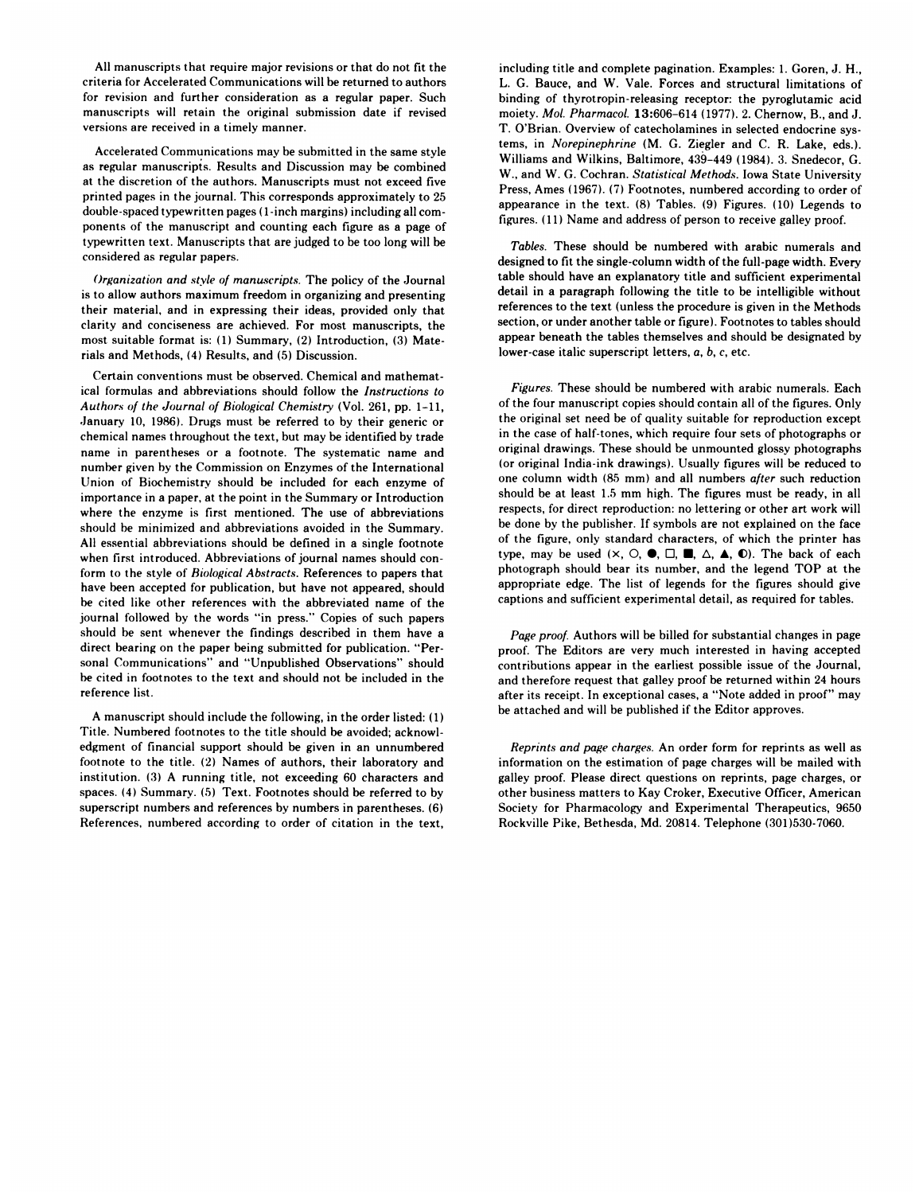All manuscripts that require major revisions or that do not fit the criteria for Accelerated Communications will be returned to authors for revision and further consideration as a regular paper. Such manuscripts will retain the original submission date if revised versions are received in a timely manner.

Accelerated Communications may be submitted in the same style as regular manuscripts. Results and Discussion may be combined at the discretion of the authors. Manuscripts must not exceed five printed pages in the journal. This corresponds approximately to 25 double-spaced typewritten pages (1-inch margins) including all components of the manuscript and counting each figure as a page of typewritten text. Manuscripts that are judged to be too long will be considered as regular papers.

*Organization and style of manuscripts.* The policy of the Journal is to allow authors maximum freedom in organizing and presenting their material, and in expressing their ideas, provided only that clarity and conciseness are achieved. For most manuscripts, the most suitable format is: (1) Summary, (2) Introduction, (3) Materials and Methods, (4) Results, and (5) Discussion.

Certain conventions must be observed. Chemical and mathematical formulas and abbreviations should follow the *Instructions to Authors of the Journal of Biological Chemistry* (Vol. 261, pp. 1–11, January 10, 1986). Drugs must be referred to by their generic or chemical names throughout the text, but may be identified by trade name in parentheses or a footnote. The systematic name and number given by the Commission on Enzymes of the International Union of Biochemistry should be included for each enzyme of importance in a paper, at the point in the Summary or Introduction where the enzyme is first mentioned. The use of abbreviations should be minimized and abbreviations avoided in the Summary. All essential abbreviations should be defined in a single footnote when first introduced. Abbreviations of journal names should conform to the style of *Biological Abstracts*. References to papers that have been accepted for publication, but have not appeared, should be cited like other references with the abbreviated name of the journal followed by the words "in press." Copies of such papers should be sent whenever the findings described in them have a direct bearing on the paper being submitted for publication. "Personal Communications" and "Unpublished Observations" should be cited in footnotes to the text and should not be included in the reference list.

A manuscript should include the following, in the order listed: (1) Title. Numbered footnotes to the title should be avoided; acknowledgment of financial support should be given in an unnumbered footnote to the title. (2) Names of authors, their laboratory and institution. (3) A running title, not exceeding 60 characters and spaces. (4) Summary. (5) Text. Footnotes should be referred to by superscript numbers and references by numbers in parentheses. (6) References, numbered according to order of citation in the text, including title and complete pagination. Examples: 1. Goren, J. H., L. G. Bauce, and W. Vale. Forces and structural limitations of binding of thyrotropin-releasing receptor: the pyroglutamic acid moiety. *Mol. Pharmacol.* **13**:606–614 (1977). 2. Chernow, B., and J. T. O'Brian. Overview of catecholamines in selected endocrine systems, in *Norepinephrine* (M. G. Ziegler and C. R. Lake, eds.). Williams and Wilkins, Baltimore, 439–449 (1984). 3. Snedecor, G. W., and W. G. Cochran. *Statistical Methods.* Iowa State University Press, Ames (1967). (7) Footnotes, numbered according to order of appearance in the text. (8) Tables. (9) Figures. (10) Legends to figures. (11) Name and address of person to receive galley proof.

*Tables.* These should be numbered with arabic numerals and designed to fit the single-column width of the full-page width. Every table should have an explanatory title and sufficient experimental detail in a paragraph following the title to be intelligible without references to the text (unless the procedure is given in the Methods section, or under another table or figure). Footnotes to tables should appear beneath the tables themselves and should be designated by lower-case italic superscript letters, *a*, *b*, *c*, etc.

*Figures.* These should be numbered with arabic numerals. Each of the four manuscript copies should contain all of the figures. Only the original set need be of quality suitable for reproduction except in the case of half-tones, which require four sets of photographs or original drawings. These should be unmounted glossy photographs (or original India-ink drawings). Usually figures will be reduced to one column width (85 mm) and all numbers *after* such reduction should be at least 1.5 mm high. The figures must be ready, in all respects, for direct reproduction: no lettering or other art work will be done by the publisher. If symbols are not explained on the face of the figure, only standard characters, of which the printer has type, may be used (×, ○, ●, □, ■, △, ▲, ◐). The back of each photograph should bear its number, and the legend TOP at the appropriate edge. The list of legends for the figures should give captions and sufficient experimental detail, as required for tables.

*Page proof.* Authors will be billed for substantial changes in page proof. The Editors are very much interested in having accepted contributions appear in the earliest possible issue of the Journal, and therefore request that galley proof be returned within 24 hours after its receipt. In exceptional cases, a "Note added in proof" may be attached and will be published if the Editor approves.

*Reprints and page charges.* An order form for reprints as well as information on the estimation of page charges will be mailed with galley proof. Please direct questions on reprints, page charges, or other business matters to Kay Croker, Executive Officer, American Society for Pharmacology and Experimental Therapeutics, 9650 Rockville Pike, Bethesda, Md. 20814. Telephone (301)530-7060.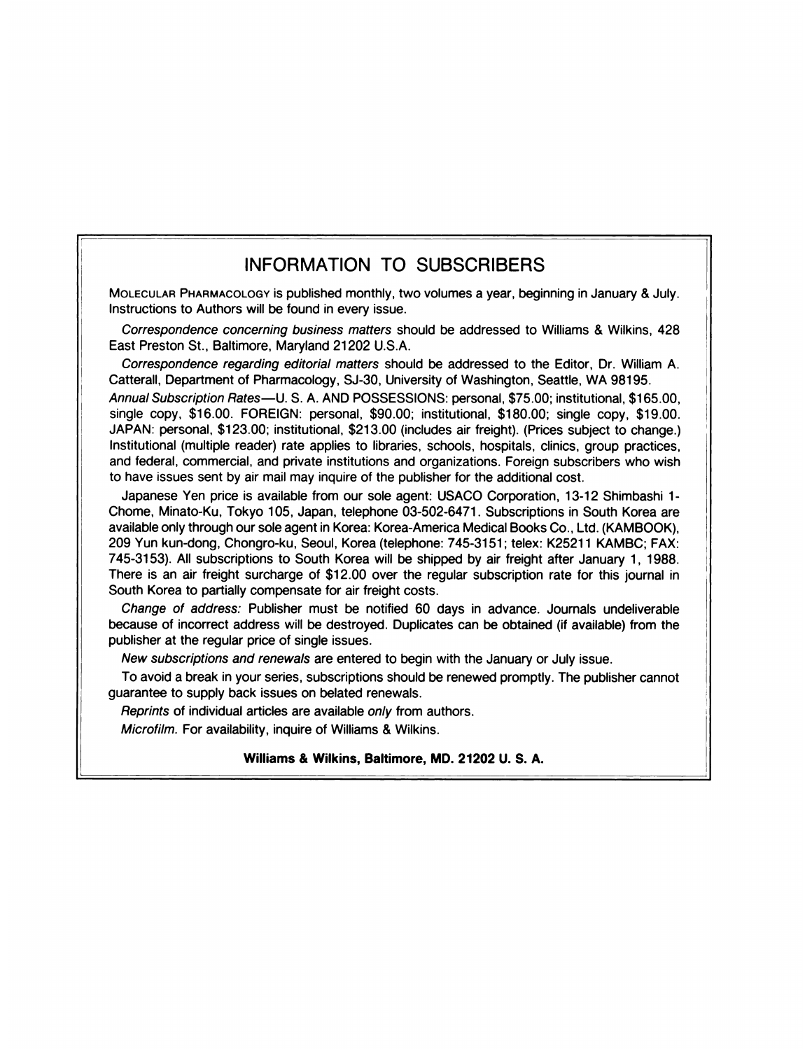## INFORMATION TO SUBSCRIBERS

MOLECULAR PHARMACOLOGY is published monthly, two volumes a year, beginning in January & July. Instructions to Authors will be found in every issue.

*Correspondence concerning business matters* should be addressed to Williams & Wilkins, 428 East Preston St., Baltimore, Maryland 21202 U.S.A.

*Correspondence regarding editorial matters* should be addressed to the Editor, Dr. William A. Catterall, Department of Pharmacology, SJ-30, University of Washington, Seattle, WA 98195.

*Annual Subscription Rates*—U. S. A. AND POSSESSIONS: personal, $75.00; institutional, $165.00, single copy, $16.00. FOREIGN: personal, $90.00; institutional, $180.00; single copy, $19.00. JAPAN: personal, $123.00; institutional, $213.00 (includes air freight). (Prices subject to change.) Institutional (multiple reader) rate applies to libraries, schools, hospitals, clinics, group practices, and federal, commercial, and private institutions and organizations. Foreign subscribers who wish to have issues sent by air mail may inquire of the publisher for the additional cost.

Japanese Yen price is available from our sole agent: USACO Corporation, 13-12 Shimbashi 1-Chome, Minato-Ku, Tokyo 105, Japan, telephone 03-502-6471. Subscriptions in South Korea are available only through our sole agent in Korea: Korea-America Medical Books Co., Ltd. (KAMBOOK), 209 Yun kun-dong, Chongro-ku, Seoul, Korea (telephone: 745-3151; telex: K25211 KAMBC; FAX: 745-3153). All subscriptions to South Korea will be shipped by air freight after January 1, 1988. There is an air freight surcharge of $12.00 over the regular subscription rate for this journal in South Korea to partially compensate for air freight costs.

*Change of address:* Publisher must be notified 60 days in advance. Journals undeliverable because of incorrect address will be destroyed. Duplicates can be obtained (if available) from the publisher at the regular price of single issues.

*New subscriptions and renewals* are entered to begin with the January or July issue.

To avoid a break in your series, subscriptions should be renewed promptly. The publisher cannot guarantee to supply back issues on belated renewals.

*Reprints* of individual articles are available *only* from authors.

*Microfilm.* For availability, inquire of Williams & Wilkins.

**Williams & Wilkins, Baltimore, MD. 21202 U. S. A.**